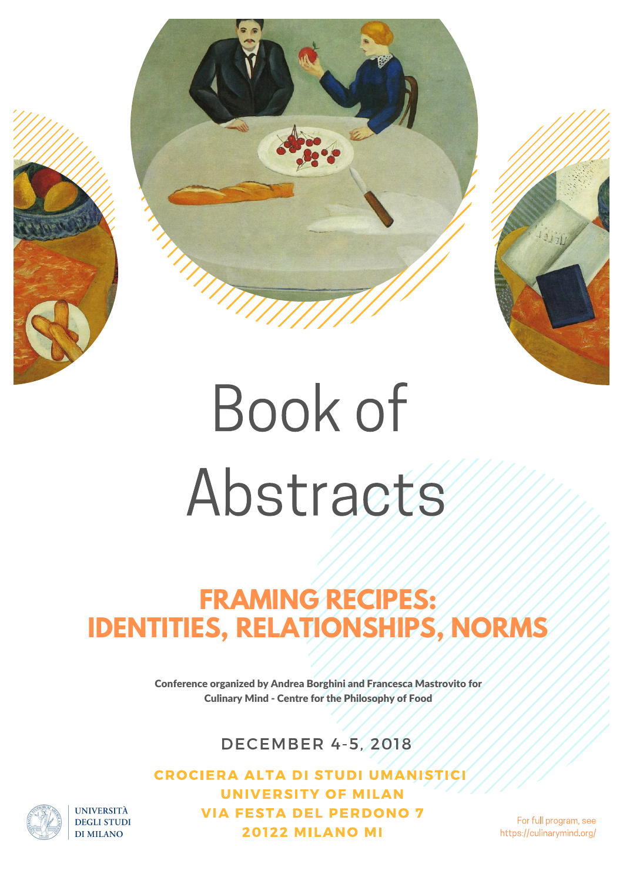# Book of Abstracts

## FRAMING RECIPES: IDENTITIES, RELATIONSHIPS, NORMS

**Conference organized by Andrea Borghini and Francesca Mastrovito for Culinary Mind - Centre for the Philosophy of Food**

DECEMBER 4-5, 2018

**CROCIERA ALTA DI STUDI UMANISTICI**
**UNIVERSITY OF MILAN**
**VIA FESTA DEL PERDONO 7**
**20122 MILANO MI**

UNIVERSITÀ DEGLI STUDI DI MILANO

For full program, see https://culinarymind.org/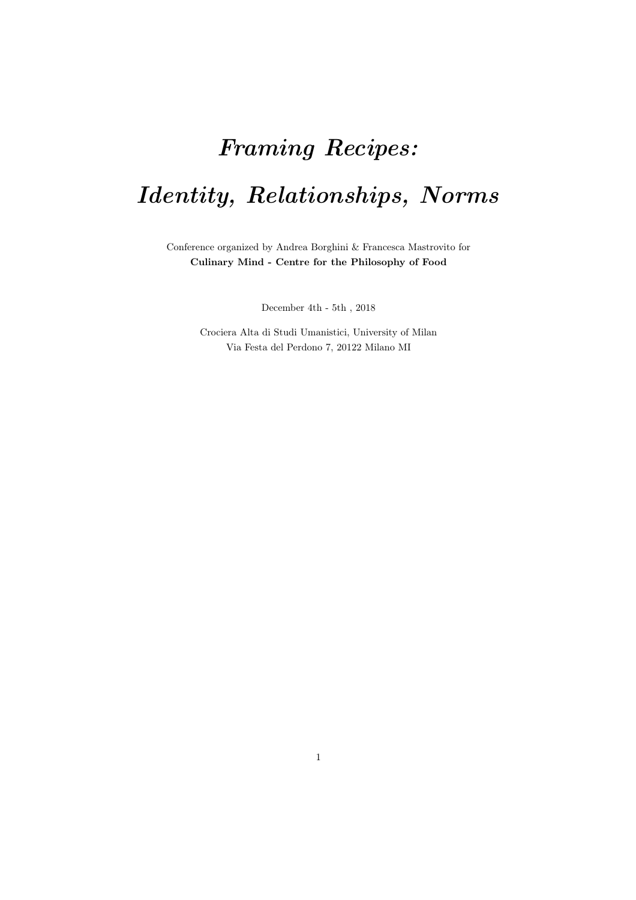# *Framing Recipes: Identity, Relationships, Norms*

Conference organized by Andrea Borghini & Francesca Mastrovito for
**Culinary Mind - Centre for the Philosophy of Food**

December 4th - 5th , 2018

Crociera Alta di Studi Umanistici, University of Milan
Via Festa del Perdono 7, 20122 Milano MI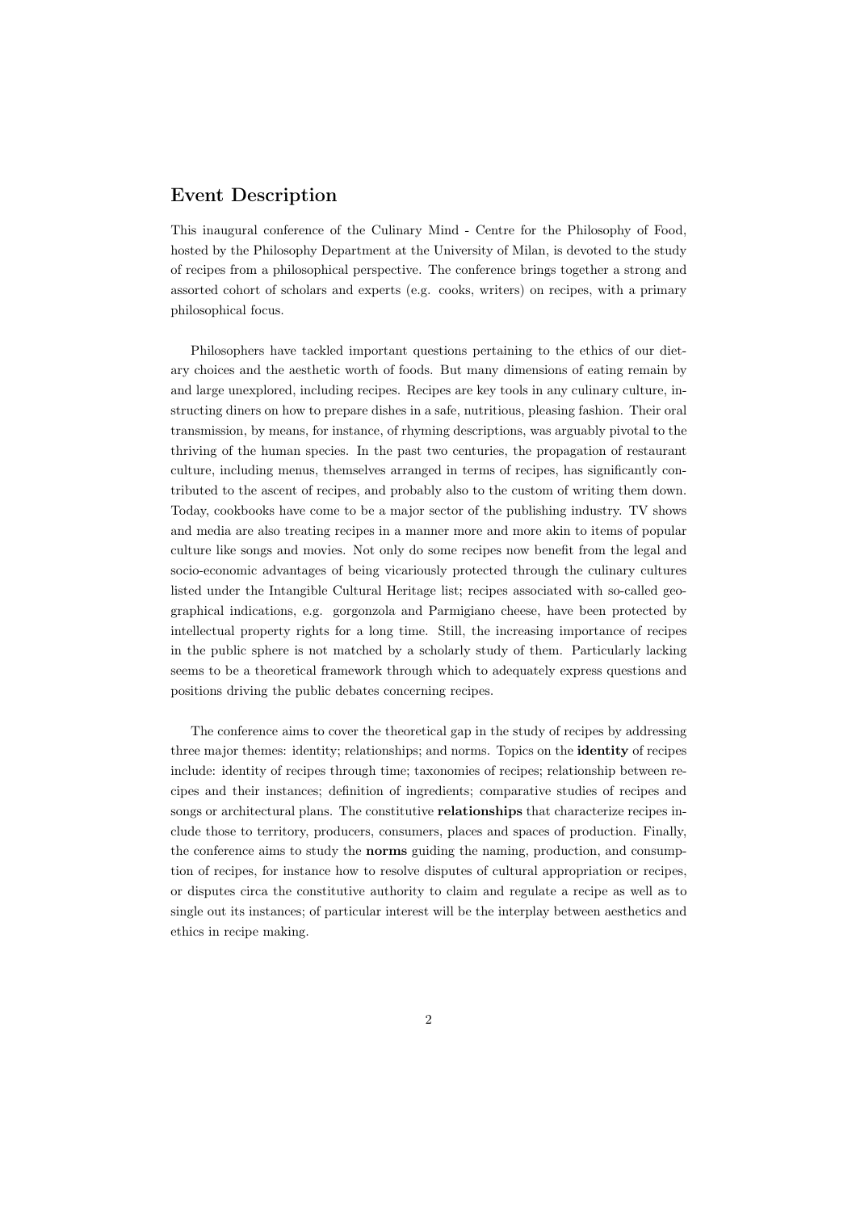## Event Description

This inaugural conference of the Culinary Mind - Centre for the Philosophy of Food, hosted by the Philosophy Department at the University of Milan, is devoted to the study of recipes from a philosophical perspective. The conference brings together a strong and assorted cohort of scholars and experts (e.g. cooks, writers) on recipes, with a primary philosophical focus.

Philosophers have tackled important questions pertaining to the ethics of our dietary choices and the aesthetic worth of foods. But many dimensions of eating remain by and large unexplored, including recipes. Recipes are key tools in any culinary culture, instructing diners on how to prepare dishes in a safe, nutritious, pleasing fashion. Their oral transmission, by means, for instance, of rhyming descriptions, was arguably pivotal to the thriving of the human species. In the past two centuries, the propagation of restaurant culture, including menus, themselves arranged in terms of recipes, has significantly contributed to the ascent of recipes, and probably also to the custom of writing them down. Today, cookbooks have come to be a major sector of the publishing industry. TV shows and media are also treating recipes in a manner more and more akin to items of popular culture like songs and movies. Not only do some recipes now benefit from the legal and socio-economic advantages of being vicariously protected through the culinary cultures listed under the Intangible Cultural Heritage list; recipes associated with so-called geographical indications, e.g. gorgonzola and Parmigiano cheese, have been protected by intellectual property rights for a long time. Still, the increasing importance of recipes in the public sphere is not matched by a scholarly study of them. Particularly lacking seems to be a theoretical framework through which to adequately express questions and positions driving the public debates concerning recipes.

The conference aims to cover the theoretical gap in the study of recipes by addressing three major themes: identity; relationships; and norms. Topics on the **identity** of recipes include: identity of recipes through time; taxonomies of recipes; relationship between recipes and their instances; definition of ingredients; comparative studies of recipes and songs or architectural plans. The constitutive **relationships** that characterize recipes include those to territory, producers, consumers, places and spaces of production. Finally, the conference aims to study the **norms** guiding the naming, production, and consumption of recipes, for instance how to resolve disputes of cultural appropriation or recipes, or disputes circa the constitutive authority to claim and regulate a recipe as well as to single out its instances; of particular interest will be the interplay between aesthetics and ethics in recipe making.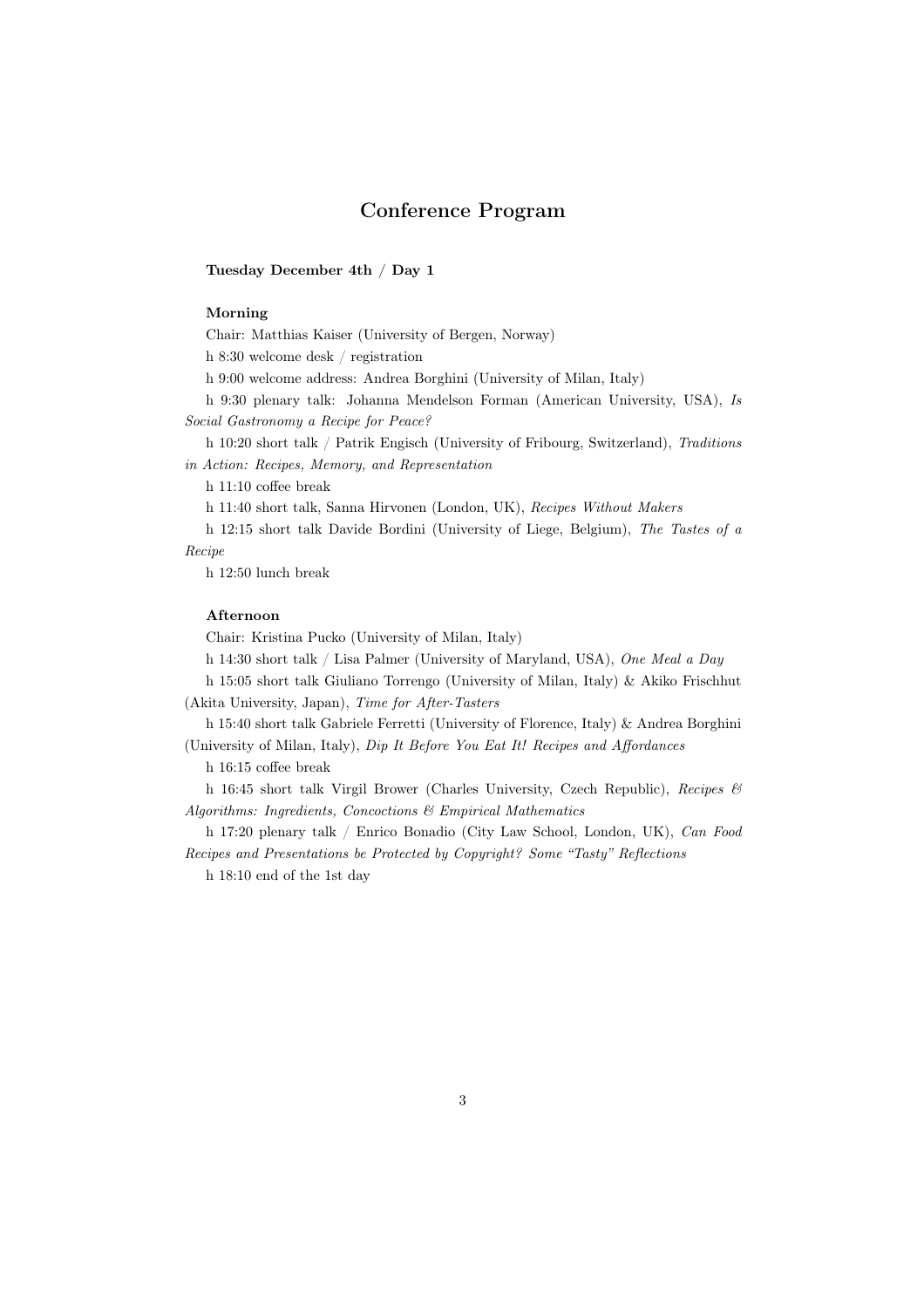# Conference Program

**Tuesday December 4th / Day 1**

**Morning**

Chair: Matthias Kaiser (University of Bergen, Norway)

h 8:30 welcome desk / registration

h 9:00 welcome address: Andrea Borghini (University of Milan, Italy)

h 9:30 plenary talk: Johanna Mendelson Forman (American University, USA), *Is Social Gastronomy a Recipe for Peace?*

h 10:20 short talk / Patrik Engisch (University of Fribourg, Switzerland), *Traditions in Action: Recipes, Memory, and Representation*

h 11:10 coffee break

h 11:40 short talk, Sanna Hirvonen (London, UK), *Recipes Without Makers*

h 12:15 short talk Davide Bordini (University of Liege, Belgium), *The Tastes of a Recipe*

h 12:50 lunch break

**Afternoon**

Chair: Kristina Pucko (University of Milan, Italy)

h 14:30 short talk / Lisa Palmer (University of Maryland, USA), *One Meal a Day*

h 15:05 short talk Giuliano Torrengo (University of Milan, Italy) & Akiko Frischhut (Akita University, Japan), *Time for After-Tasters*

h 15:40 short talk Gabriele Ferretti (University of Florence, Italy) & Andrea Borghini (University of Milan, Italy), *Dip It Before You Eat It! Recipes and Affordances*

h 16:15 coffee break

h 16:45 short talk Virgil Brower (Charles University, Czech Republic), *Recipes & Algorithms: Ingredients, Concoctions & Empirical Mathematics*

h 17:20 plenary talk / Enrico Bonadio (City Law School, London, UK), *Can Food Recipes and Presentations be Protected by Copyright? Some "Tasty" Reflections*

h 18:10 end of the 1st day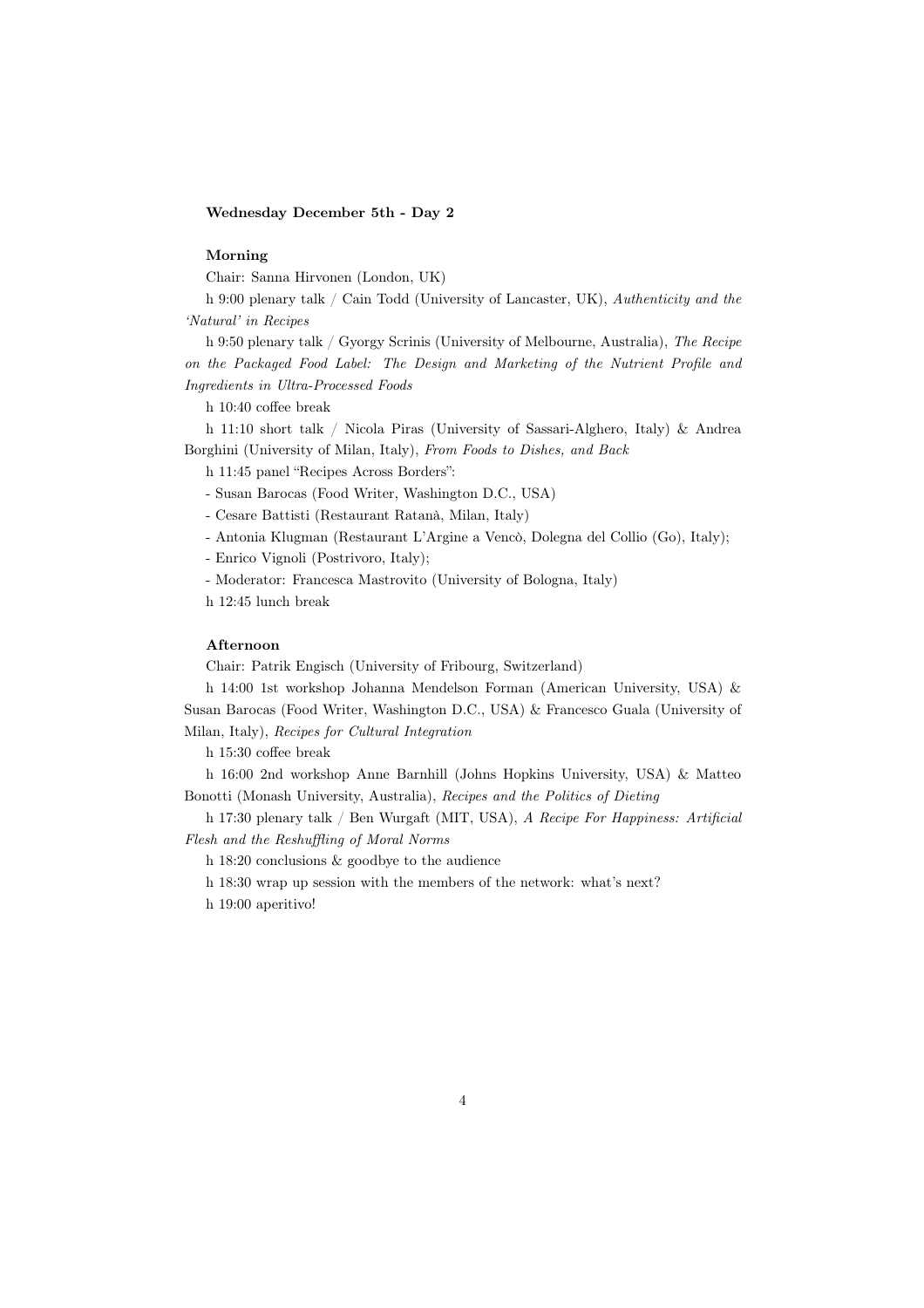**Wednesday December 5th - Day 2**

**Morning**

Chair: Sanna Hirvonen (London, UK)

h 9:00 plenary talk / Cain Todd (University of Lancaster, UK), *Authenticity and the 'Natural' in Recipes*

h 9:50 plenary talk / Gyorgy Scrinis (University of Melbourne, Australia), *The Recipe on the Packaged Food Label: The Design and Marketing of the Nutrient Profile and Ingredients in Ultra-Processed Foods*

h 10:40 coffee break

h 11:10 short talk / Nicola Piras (University of Sassari-Alghero, Italy) & Andrea Borghini (University of Milan, Italy), *From Foods to Dishes, and Back*

h 11:45 panel "Recipes Across Borders":

- Susan Barocas (Food Writer, Washington D.C., USA)
- Cesare Battisti (Restaurant Ratanà, Milan, Italy)
- Antonia Klugman (Restaurant L'Argine a Vencò, Dolegna del Collio (Go), Italy);
- Enrico Vignoli (Postrivoro, Italy);
- Moderator: Francesca Mastrovito (University of Bologna, Italy)

h 12:45 lunch break

**Afternoon**

Chair: Patrik Engisch (University of Fribourg, Switzerland)

h 14:00 1st workshop Johanna Mendelson Forman (American University, USA) & Susan Barocas (Food Writer, Washington D.C., USA) & Francesco Guala (University of Milan, Italy), *Recipes for Cultural Integration*

h 15:30 coffee break

h 16:00 2nd workshop Anne Barnhill (Johns Hopkins University, USA) & Matteo Bonotti (Monash University, Australia), *Recipes and the Politics of Dieting*

h 17:30 plenary talk / Ben Wurgaft (MIT, USA), *A Recipe For Happiness: Artificial Flesh and the Reshuffling of Moral Norms*

h 18:20 conclusions & goodbye to the audience

h 18:30 wrap up session with the members of the network: what's next?

h 19:00 aperitivo!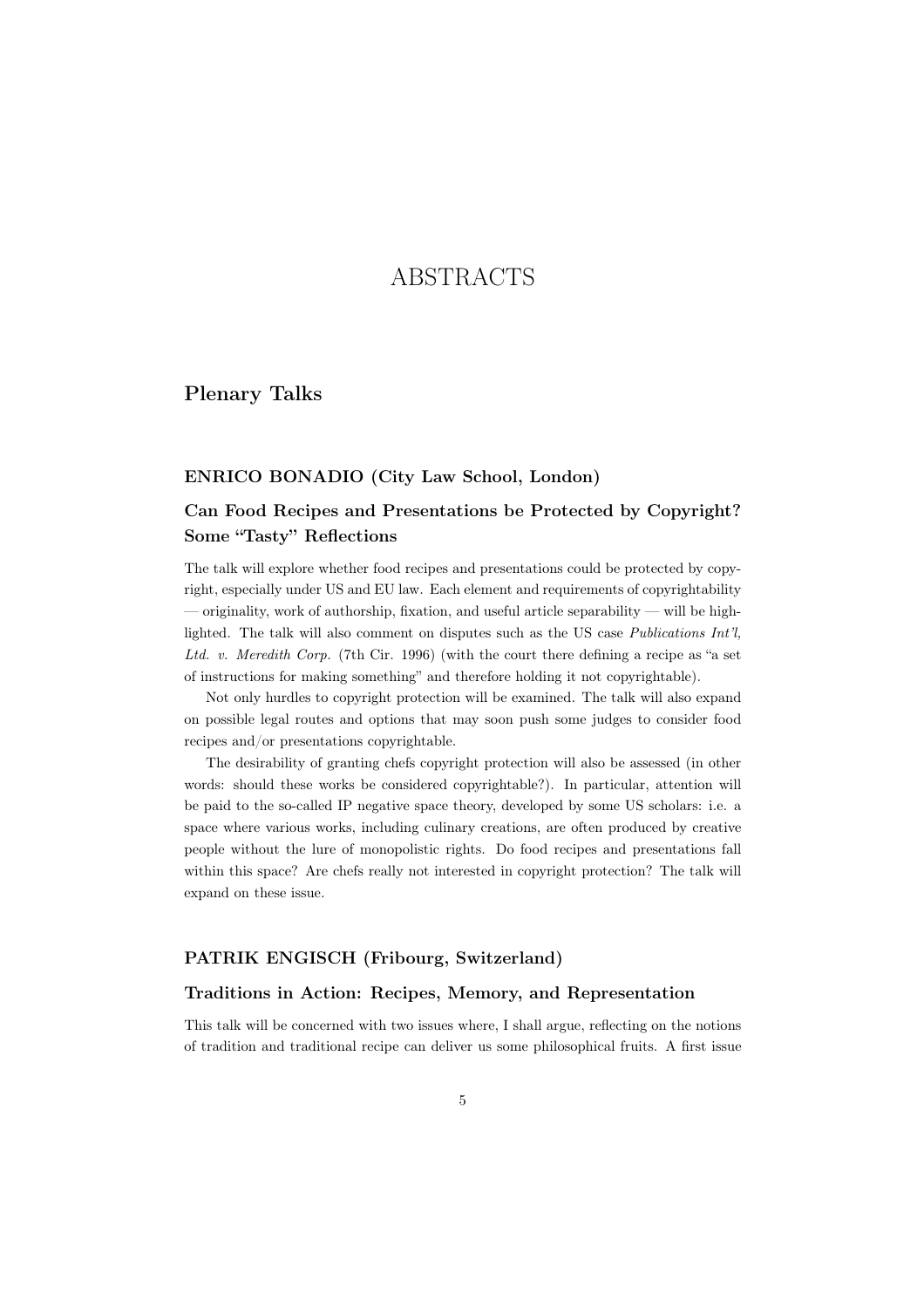# ABSTRACTS

## Plenary Talks

### ENRICO BONADIO (City Law School, London)

### Can Food Recipes and Presentations be Protected by Copyright? Some "Tasty" Reflections

The talk will explore whether food recipes and presentations could be protected by copyright, especially under US and EU law. Each element and requirements of copyrightability — originality, work of authorship, fixation, and useful article separability — will be highlighted. The talk will also comment on disputes such as the US case *Publications Int'l, Ltd. v. Meredith Corp.* (7th Cir. 1996) (with the court there defining a recipe as "a set of instructions for making something" and therefore holding it not copyrightable).

Not only hurdles to copyright protection will be examined. The talk will also expand on possible legal routes and options that may soon push some judges to consider food recipes and/or presentations copyrightable.

The desirability of granting chefs copyright protection will also be assessed (in other words: should these works be considered copyrightable?). In particular, attention will be paid to the so-called IP negative space theory, developed by some US scholars: i.e. a space where various works, including culinary creations, are often produced by creative people without the lure of monopolistic rights. Do food recipes and presentations fall within this space? Are chefs really not interested in copyright protection? The talk will expand on these issue.

### PATRIK ENGISCH (Fribourg, Switzerland)

### Traditions in Action: Recipes, Memory, and Representation

This talk will be concerned with two issues where, I shall argue, reflecting on the notions of tradition and traditional recipe can deliver us some philosophical fruits. A first issue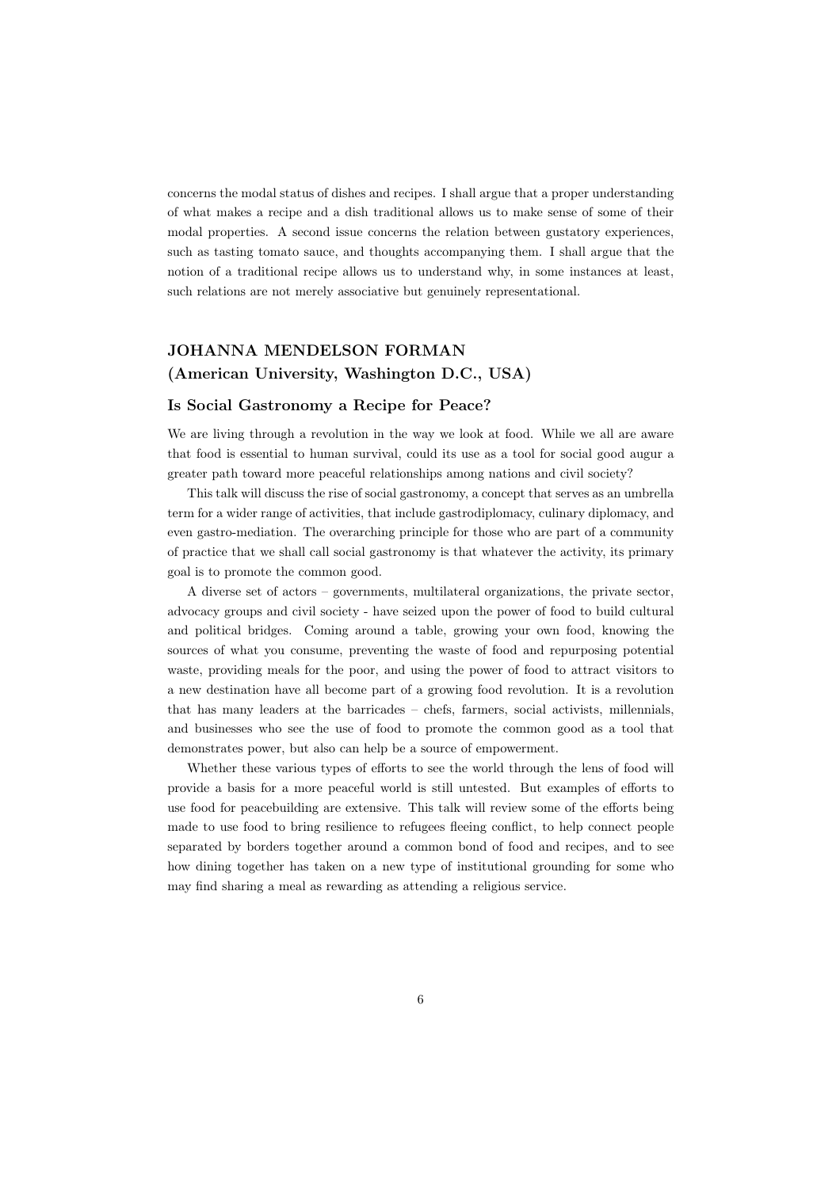concerns the modal status of dishes and recipes. I shall argue that a proper understanding of what makes a recipe and a dish traditional allows us to make sense of some of their modal properties. A second issue concerns the relation between gustatory experiences, such as tasting tomato sauce, and thoughts accompanying them. I shall argue that the notion of a traditional recipe allows us to understand why, in some instances at least, such relations are not merely associative but genuinely representational.

## JOHANNA MENDELSON FORMAN
## (American University, Washington D.C., USA)

### Is Social Gastronomy a Recipe for Peace?

We are living through a revolution in the way we look at food. While we all are aware that food is essential to human survival, could its use as a tool for social good augur a greater path toward more peaceful relationships among nations and civil society?

This talk will discuss the rise of social gastronomy, a concept that serves as an umbrella term for a wider range of activities, that include gastrodiplomacy, culinary diplomacy, and even gastro-mediation. The overarching principle for those who are part of a community of practice that we shall call social gastronomy is that whatever the activity, its primary goal is to promote the common good.

A diverse set of actors – governments, multilateral organizations, the private sector, advocacy groups and civil society - have seized upon the power of food to build cultural and political bridges. Coming around a table, growing your own food, knowing the sources of what you consume, preventing the waste of food and repurposing potential waste, providing meals for the poor, and using the power of food to attract visitors to a new destination have all become part of a growing food revolution. It is a revolution that has many leaders at the barricades – chefs, farmers, social activists, millennials, and businesses who see the use of food to promote the common good as a tool that demonstrates power, but also can help be a source of empowerment.

Whether these various types of efforts to see the world through the lens of food will provide a basis for a more peaceful world is still untested. But examples of efforts to use food for peacebuilding are extensive. This talk will review some of the efforts being made to use food to bring resilience to refugees fleeing conflict, to help connect people separated by borders together around a common bond of food and recipes, and to see how dining together has taken on a new type of institutional grounding for some who may find sharing a meal as rewarding as attending a religious service.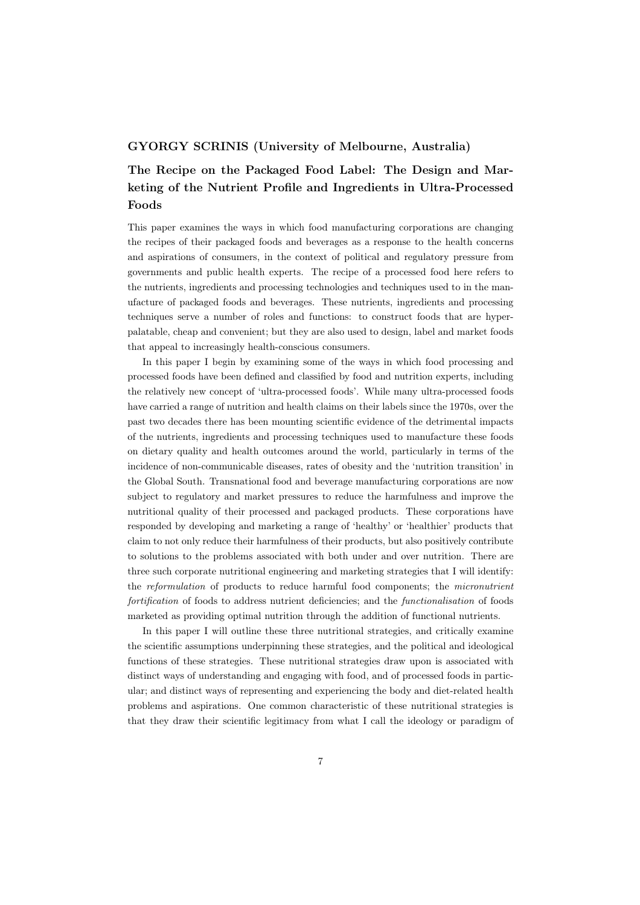**GYORGY SCRINIS (University of Melbourne, Australia)**

## The Recipe on the Packaged Food Label: The Design and Marketing of the Nutrient Profile and Ingredients in Ultra-Processed Foods

This paper examines the ways in which food manufacturing corporations are changing the recipes of their packaged foods and beverages as a response to the health concerns and aspirations of consumers, in the context of political and regulatory pressure from governments and public health experts. The recipe of a processed food here refers to the nutrients, ingredients and processing technologies and techniques used to in the manufacture of packaged foods and beverages. These nutrients, ingredients and processing techniques serve a number of roles and functions: to construct foods that are hyper-palatable, cheap and convenient; but they are also used to design, label and market foods that appeal to increasingly health-conscious consumers.

In this paper I begin by examining some of the ways in which food processing and processed foods have been defined and classified by food and nutrition experts, including the relatively new concept of 'ultra-processed foods'. While many ultra-processed foods have carried a range of nutrition and health claims on their labels since the 1970s, over the past two decades there has been mounting scientific evidence of the detrimental impacts of the nutrients, ingredients and processing techniques used to manufacture these foods on dietary quality and health outcomes around the world, particularly in terms of the incidence of non-communicable diseases, rates of obesity and the 'nutrition transition' in the Global South. Transnational food and beverage manufacturing corporations are now subject to regulatory and market pressures to reduce the harmfulness and improve the nutritional quality of their processed and packaged products. These corporations have responded by developing and marketing a range of 'healthy' or 'healthier' products that claim to not only reduce their harmfulness of their products, but also positively contribute to solutions to the problems associated with both under and over nutrition. There are three such corporate nutritional engineering and marketing strategies that I will identify: the *reformulation* of products to reduce harmful food components; the *micronutrient fortification* of foods to address nutrient deficiencies; and the *functionalisation* of foods marketed as providing optimal nutrition through the addition of functional nutrients.

In this paper I will outline these three nutritional strategies, and critically examine the scientific assumptions underpinning these strategies, and the political and ideological functions of these strategies. These nutritional strategies draw upon is associated with distinct ways of understanding and engaging with food, and of processed foods in particular; and distinct ways of representing and experiencing the body and diet-related health problems and aspirations. One common characteristic of these nutritional strategies is that they draw their scientific legitimacy from what I call the ideology or paradigm of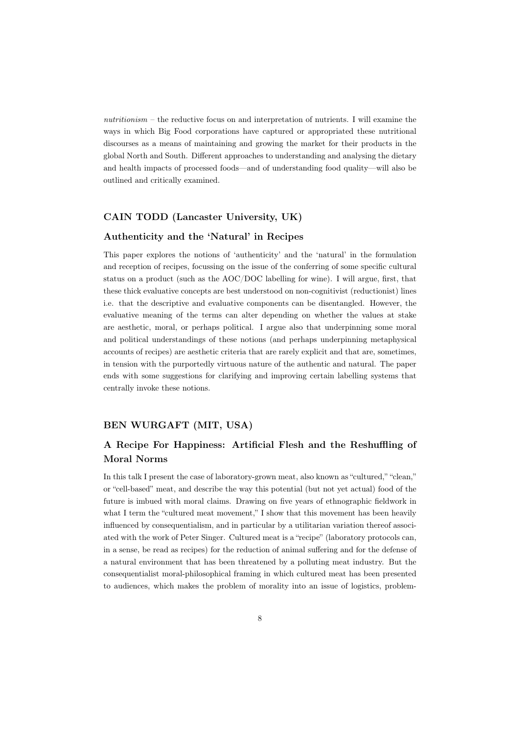*nutritionism* – the reductive focus on and interpretation of nutrients. I will examine the ways in which Big Food corporations have captured or appropriated these nutritional discourses as a means of maintaining and growing the market for their products in the global North and South. Different approaches to understanding and analysing the dietary and health impacts of processed foods—and of understanding food quality—will also be outlined and critically examined.

### CAIN TODD (Lancaster University, UK)

### Authenticity and the 'Natural' in Recipes

This paper explores the notions of 'authenticity' and the 'natural' in the formulation and reception of recipes, focussing on the issue of the conferring of some specific cultural status on a product (such as the AOC/DOC labelling for wine). I will argue, first, that these thick evaluative concepts are best understood on non-cognitivist (reductionist) lines i.e. that the descriptive and evaluative components can be disentangled. However, the evaluative meaning of the terms can alter depending on whether the values at stake are aesthetic, moral, or perhaps political. I argue also that underpinning some moral and political understandings of these notions (and perhaps underpinning metaphysical accounts of recipes) are aesthetic criteria that are rarely explicit and that are, sometimes, in tension with the purportedly virtuous nature of the authentic and natural. The paper ends with some suggestions for clarifying and improving certain labelling systems that centrally invoke these notions.

### BEN WURGAFT (MIT, USA)

### A Recipe For Happiness: Artificial Flesh and the Reshuffling of Moral Norms

In this talk I present the case of laboratory-grown meat, also known as "cultured," "clean," or "cell-based" meat, and describe the way this potential (but not yet actual) food of the future is imbued with moral claims. Drawing on five years of ethnographic fieldwork in what I term the "cultured meat movement," I show that this movement has been heavily influenced by consequentialism, and in particular by a utilitarian variation thereof associated with the work of Peter Singer. Cultured meat is a "recipe" (laboratory protocols can, in a sense, be read as recipes) for the reduction of animal suffering and for the defense of a natural environment that has been threatened by a polluting meat industry. But the consequentialist moral-philosophical framing in which cultured meat has been presented to audiences, which makes the problem of morality into an issue of logistics, problem-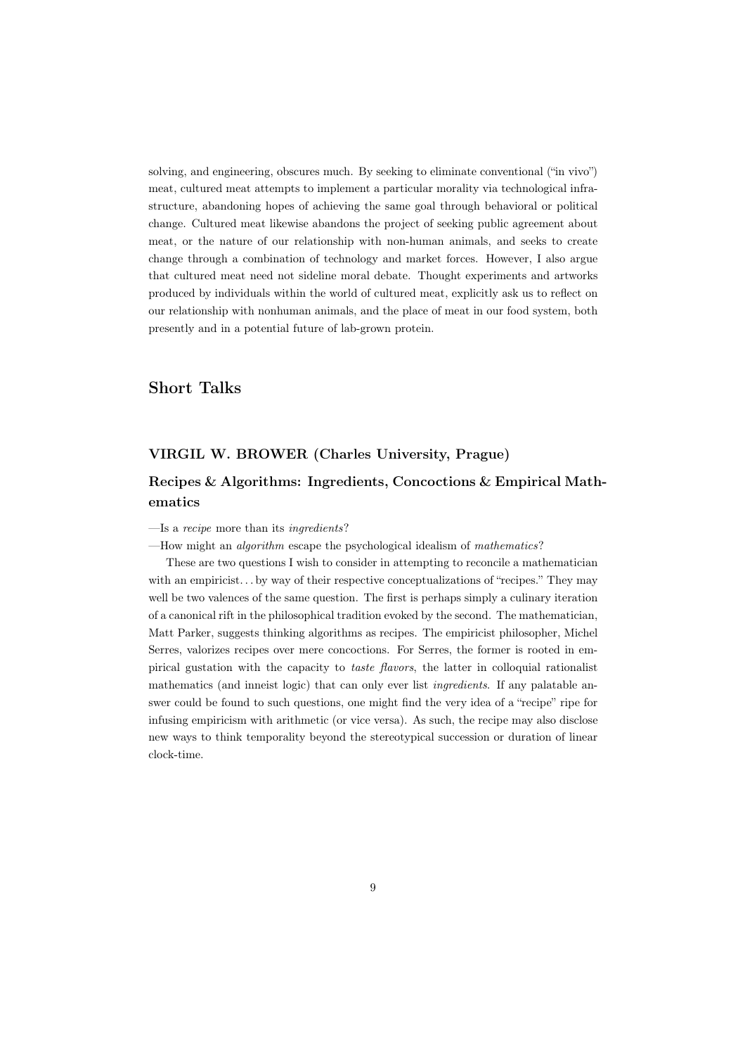solving, and engineering, obscures much. By seeking to eliminate conventional ("in vivo") meat, cultured meat attempts to implement a particular morality via technological infrastructure, abandoning hopes of achieving the same goal through behavioral or political change. Cultured meat likewise abandons the project of seeking public agreement about meat, or the nature of our relationship with non-human animals, and seeks to create change through a combination of technology and market forces. However, I also argue that cultured meat need not sideline moral debate. Thought experiments and artworks produced by individuals within the world of cultured meat, explicitly ask us to reflect on our relationship with nonhuman animals, and the place of meat in our food system, both presently and in a potential future of lab-grown protein.

## Short Talks

### VIRGIL W. BROWER (Charles University, Prague)

### Recipes & Algorithms: Ingredients, Concoctions & Empirical Mathematics

—Is a *recipe* more than its *ingredients*?

—How might an *algorithm* escape the psychological idealism of *mathematics*?

These are two questions I wish to consider in attempting to reconcile a mathematician with an empiricist... by way of their respective conceptualizations of "recipes." They may well be two valences of the same question. The first is perhaps simply a culinary iteration of a canonical rift in the philosophical tradition evoked by the second. The mathematician, Matt Parker, suggests thinking algorithms as recipes. The empiricist philosopher, Michel Serres, valorizes recipes over mere concoctions. For Serres, the former is rooted in empirical gustation with the capacity to *taste flavors*, the latter in colloquial rationalist mathematics (and inneist logic) that can only ever list *ingredients*. If any palatable answer could be found to such questions, one might find the very idea of a "recipe" ripe for infusing empiricism with arithmetic (or vice versa). As such, the recipe may also disclose new ways to think temporality beyond the stereotypical succession or duration of linear clock-time.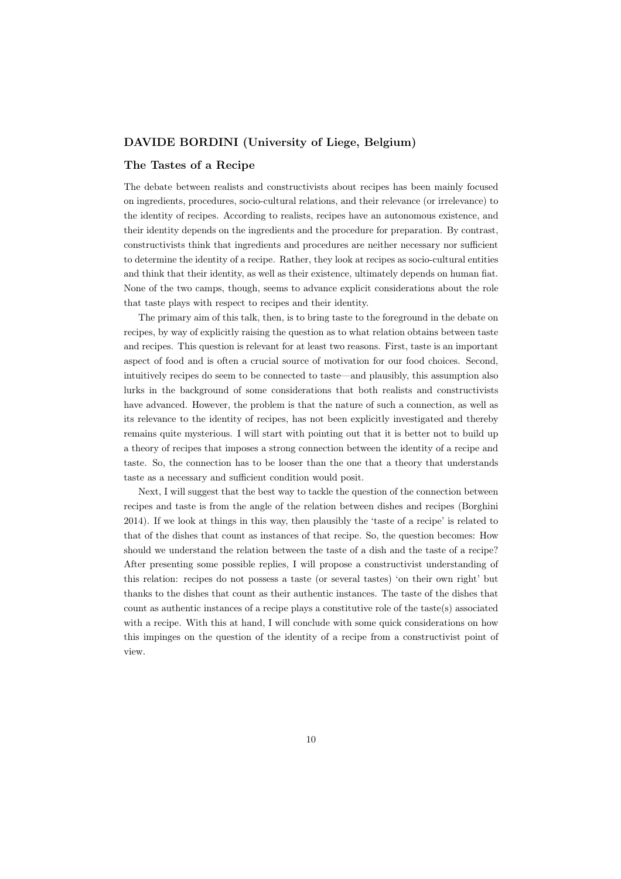### DAVIDE BORDINI (University of Liege, Belgium)

### The Tastes of a Recipe

The debate between realists and constructivists about recipes has been mainly focused on ingredients, procedures, socio-cultural relations, and their relevance (or irrelevance) to the identity of recipes. According to realists, recipes have an autonomous existence, and their identity depends on the ingredients and the procedure for preparation. By contrast, constructivists think that ingredients and procedures are neither necessary nor sufficient to determine the identity of a recipe. Rather, they look at recipes as socio-cultural entities and think that their identity, as well as their existence, ultimately depends on human fiat. None of the two camps, though, seems to advance explicit considerations about the role that taste plays with respect to recipes and their identity.

The primary aim of this talk, then, is to bring taste to the foreground in the debate on recipes, by way of explicitly raising the question as to what relation obtains between taste and recipes. This question is relevant for at least two reasons. First, taste is an important aspect of food and is often a crucial source of motivation for our food choices. Second, intuitively recipes do seem to be connected to taste—and plausibly, this assumption also lurks in the background of some considerations that both realists and constructivists have advanced. However, the problem is that the nature of such a connection, as well as its relevance to the identity of recipes, has not been explicitly investigated and thereby remains quite mysterious. I will start with pointing out that it is better not to build up a theory of recipes that imposes a strong connection between the identity of a recipe and taste. So, the connection has to be looser than the one that a theory that understands taste as a necessary and sufficient condition would posit.

Next, I will suggest that the best way to tackle the question of the connection between recipes and taste is from the angle of the relation between dishes and recipes (Borghini 2014). If we look at things in this way, then plausibly the 'taste of a recipe' is related to that of the dishes that count as instances of that recipe. So, the question becomes: How should we understand the relation between the taste of a dish and the taste of a recipe? After presenting some possible replies, I will propose a constructivist understanding of this relation: recipes do not possess a taste (or several tastes) 'on their own right' but thanks to the dishes that count as their authentic instances. The taste of the dishes that count as authentic instances of a recipe plays a constitutive role of the taste(s) associated with a recipe. With this at hand, I will conclude with some quick considerations on how this impinges on the question of the identity of a recipe from a constructivist point of view.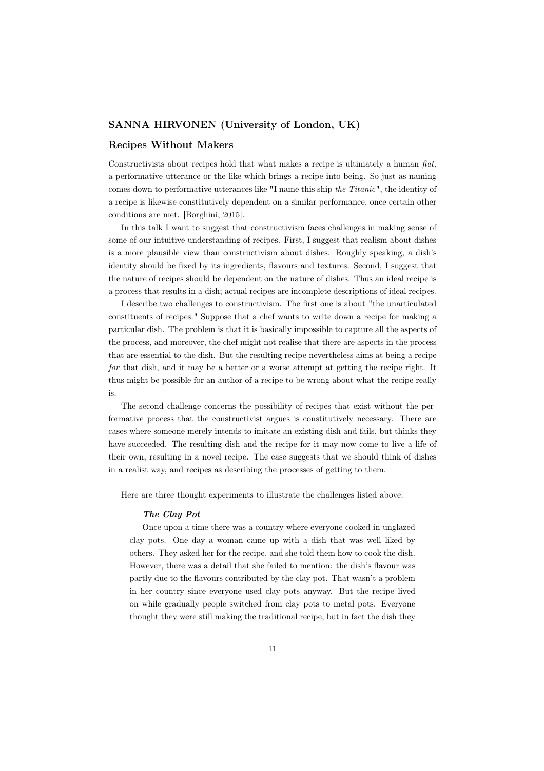## SANNA HIRVONEN (University of London, UK)

### Recipes Without Makers

Constructivists about recipes hold that what makes a recipe is ultimately a human *fiat,* a performative utterance or the like which brings a recipe into being. So just as naming comes down to performative utterances like "I name this ship *the Titanic*", the identity of a recipe is likewise constitutively dependent on a similar performance, once certain other conditions are met. [Borghini, 2015].

In this talk I want to suggest that constructivism faces challenges in making sense of some of our intuitive understanding of recipes. First, I suggest that realism about dishes is a more plausible view than constructivism about dishes. Roughly speaking, a dish's identity should be fixed by its ingredients, flavours and textures. Second, I suggest that the nature of recipes should be dependent on the nature of dishes. Thus an ideal recipe is a process that results in a dish; actual recipes are incomplete descriptions of ideal recipes.

I describe two challenges to constructivism. The first one is about "the unarticulated constituents of recipes." Suppose that a chef wants to write down a recipe for making a particular dish. The problem is that it is basically impossible to capture all the aspects of the process, and moreover, the chef might not realise that there are aspects in the process that are essential to the dish. But the resulting recipe nevertheless aims at being a recipe *for* that dish, and it may be a better or a worse attempt at getting the recipe right. It thus might be possible for an author of a recipe to be wrong about what the recipe really is.

The second challenge concerns the possibility of recipes that exist without the performative process that the constructivist argues is constitutively necessary. There are cases where someone merely intends to imitate an existing dish and fails, but thinks they have succeeded. The resulting dish and the recipe for it may now come to live a life of their own, resulting in a novel recipe. The case suggests that we should think of dishes in a realist way, and recipes as describing the processes of getting to them.

Here are three thought experiments to illustrate the challenges listed above:

> ***The Clay Pot***
>
> Once upon a time there was a country where everyone cooked in unglazed clay pots. One day a woman came up with a dish that was well liked by others. They asked her for the recipe, and she told them how to cook the dish. However, there was a detail that she failed to mention: the dish's flavour was partly due to the flavours contributed by the clay pot. That wasn't a problem in her country since everyone used clay pots anyway. But the recipe lived on while gradually people switched from clay pots to metal pots. Everyone thought they were still making the traditional recipe, but in fact the dish they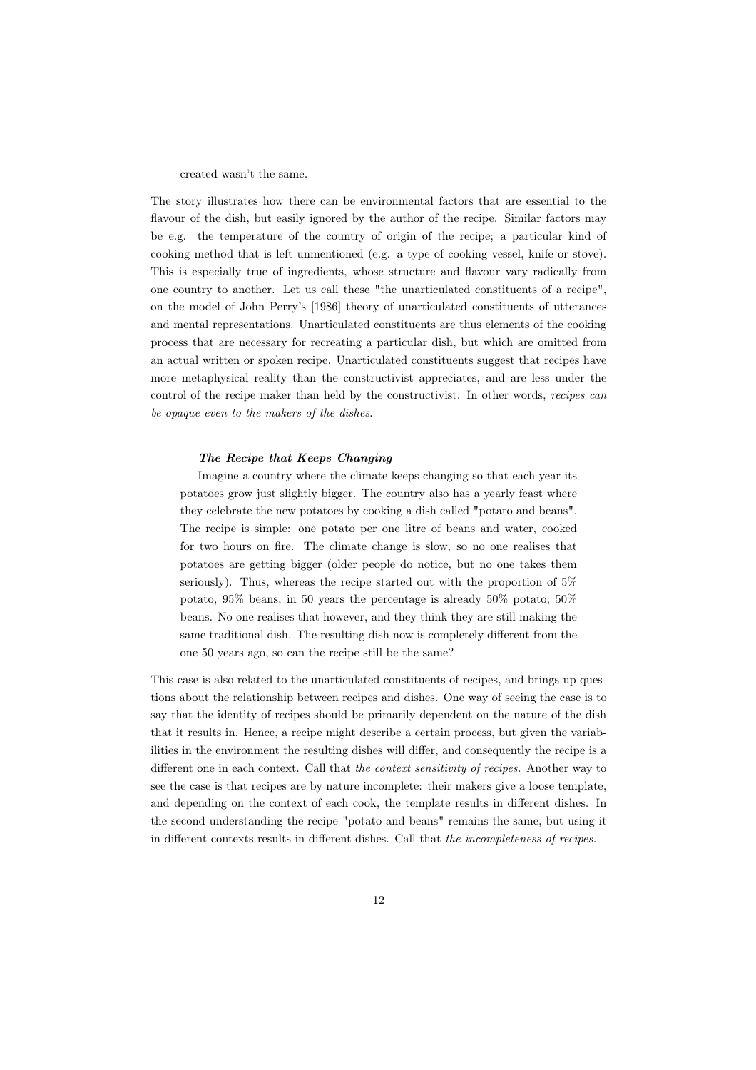created wasn't the same.

The story illustrates how there can be environmental factors that are essential to the flavour of the dish, but easily ignored by the author of the recipe. Similar factors may be e.g. the temperature of the country of origin of the recipe; a particular kind of cooking method that is left unmentioned (e.g. a type of cooking vessel, knife or stove). This is especially true of ingredients, whose structure and flavour vary radically from one country to another. Let us call these "the unarticulated constituents of a recipe", on the model of John Perry's [1986] theory of unarticulated constituents of utterances and mental representations. Unarticulated constituents are thus elements of the cooking process that are necessary for recreating a particular dish, but which are omitted from an actual written or spoken recipe. Unarticulated constituents suggest that recipes have more metaphysical reality than the constructivist appreciates, and are less under the control of the recipe maker than held by the constructivist. In other words, *recipes can be opaque even to the makers of the dishes*.

> ***The Recipe that Keeps Changing***
>
> Imagine a country where the climate keeps changing so that each year its potatoes grow just slightly bigger. The country also has a yearly feast where they celebrate the new potatoes by cooking a dish called "potato and beans". The recipe is simple: one potato per one litre of beans and water, cooked for two hours on fire. The climate change is slow, so no one realises that potatoes are getting bigger (older people do notice, but no one takes them seriously). Thus, whereas the recipe started out with the proportion of 5% potato, 95% beans, in 50 years the percentage is already 50% potato, 50% beans. No one realises that however, and they think they are still making the same traditional dish. The resulting dish now is completely different from the one 50 years ago, so can the recipe still be the same?

This case is also related to the unarticulated constituents of recipes, and brings up questions about the relationship between recipes and dishes. One way of seeing the case is to say that the identity of recipes should be primarily dependent on the nature of the dish that it results in. Hence, a recipe might describe a certain process, but given the variabilities in the environment the resulting dishes will differ, and consequently the recipe is a different one in each context. Call that *the context sensitivity of recipes*. Another way to see the case is that recipes are by nature incomplete: their makers give a loose template, and depending on the context of each cook, the template results in different dishes. In the second understanding the recipe "potato and beans" remains the same, but using it in different contexts results in different dishes. Call that *the incompleteness of recipes*.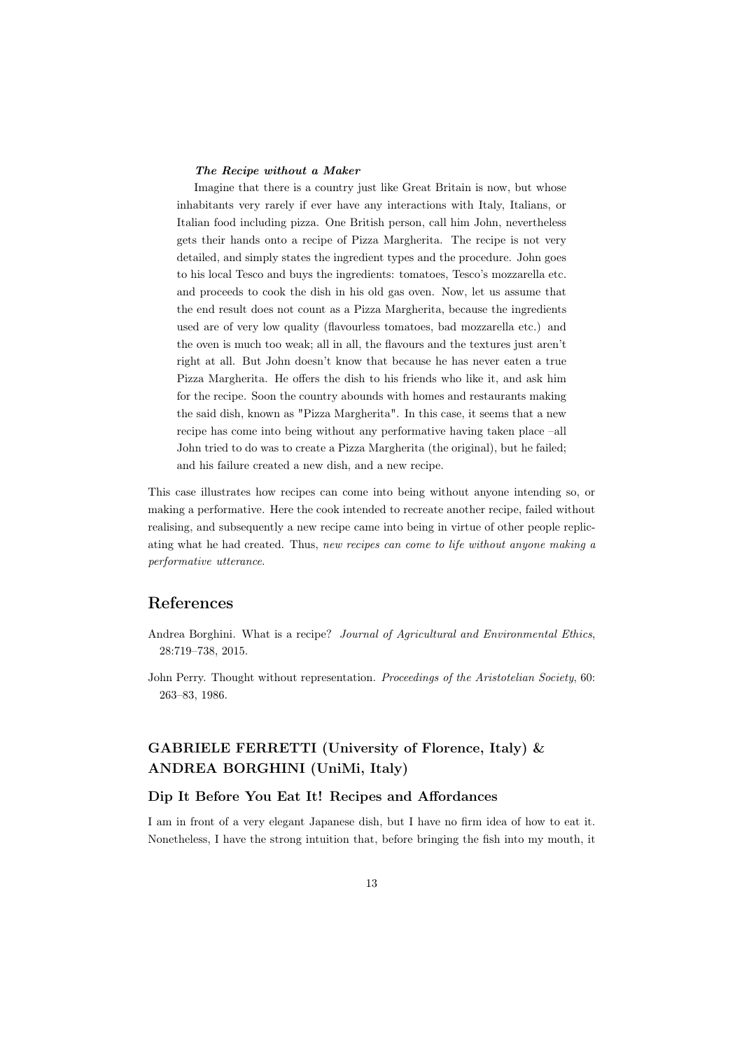***The Recipe without a Maker***

Imagine that there is a country just like Great Britain is now, but whose inhabitants very rarely if ever have any interactions with Italy, Italians, or Italian food including pizza. One British person, call him John, nevertheless gets their hands onto a recipe of Pizza Margherita. The recipe is not very detailed, and simply states the ingredient types and the procedure. John goes to his local Tesco and buys the ingredients: tomatoes, Tesco's mozzarella etc. and proceeds to cook the dish in his old gas oven. Now, let us assume that the end result does not count as a Pizza Margherita, because the ingredients used are of very low quality (flavourless tomatoes, bad mozzarella etc.) and the oven is much too weak; all in all, the flavours and the textures just aren't right at all. But John doesn't know that because he has never eaten a true Pizza Margherita. He offers the dish to his friends who like it, and ask him for the recipe. Soon the country abounds with homes and restaurants making the said dish, known as "Pizza Margherita". In this case, it seems that a new recipe has come into being without any performative having taken place –all John tried to do was to create a Pizza Margherita (the original), but he failed; and his failure created a new dish, and a new recipe.

This case illustrates how recipes can come into being without anyone intending so, or making a performative. Here the cook intended to recreate another recipe, failed without realising, and subsequently a new recipe came into being in virtue of other people replicating what he had created. Thus, *new recipes can come to life without anyone making a performative utterance*.

## References

Andrea Borghini. What is a recipe? *Journal of Agricultural and Environmental Ethics*, 28:719–738, 2015.

John Perry. Thought without representation. *Proceedings of the Aristotelian Society*, 60: 263–83, 1986.

## GABRIELE FERRETTI (University of Florence, Italy) & ANDREA BORGHINI (UniMi, Italy)

### Dip It Before You Eat It! Recipes and Affordances

I am in front of a very elegant Japanese dish, but I have no firm idea of how to eat it. Nonetheless, I have the strong intuition that, before bringing the fish into my mouth, it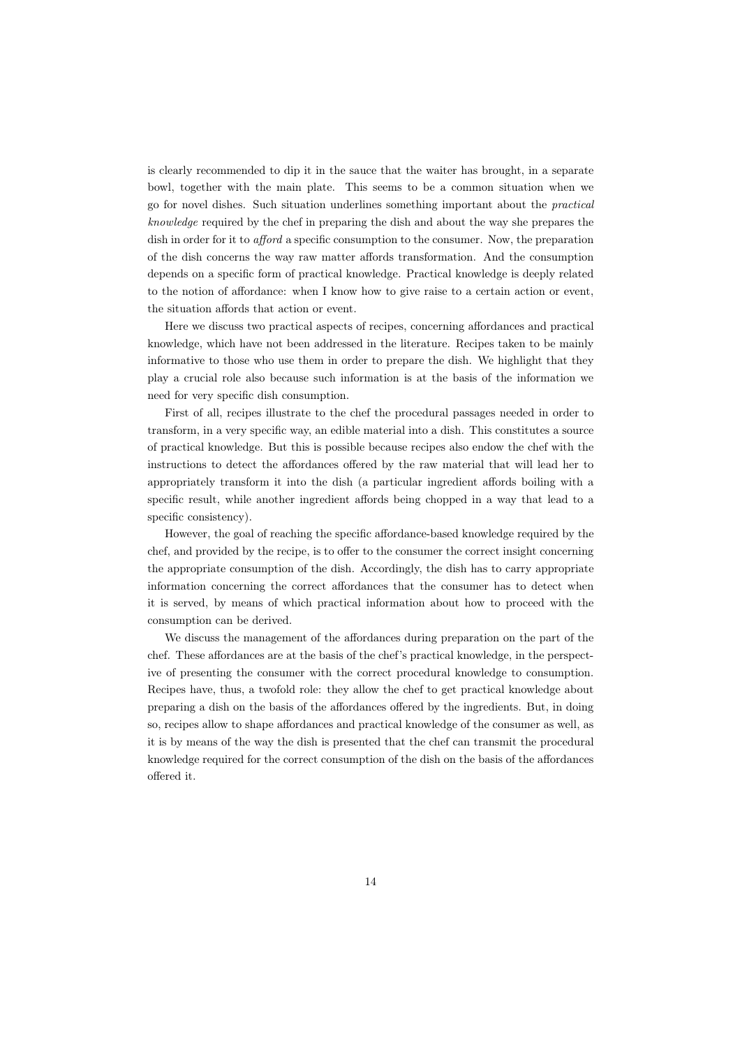is clearly recommended to dip it in the sauce that the waiter has brought, in a separate bowl, together with the main plate. This seems to be a common situation when we go for novel dishes. Such situation underlines something important about the *practical knowledge* required by the chef in preparing the dish and about the way she prepares the dish in order for it to *afford* a specific consumption to the consumer. Now, the preparation of the dish concerns the way raw matter affords transformation. And the consumption depends on a specific form of practical knowledge. Practical knowledge is deeply related to the notion of affordance: when I know how to give raise to a certain action or event, the situation affords that action or event.

Here we discuss two practical aspects of recipes, concerning affordances and practical knowledge, which have not been addressed in the literature. Recipes taken to be mainly informative to those who use them in order to prepare the dish. We highlight that they play a crucial role also because such information is at the basis of the information we need for very specific dish consumption.

First of all, recipes illustrate to the chef the procedural passages needed in order to transform, in a very specific way, an edible material into a dish. This constitutes a source of practical knowledge. But this is possible because recipes also endow the chef with the instructions to detect the affordances offered by the raw material that will lead her to appropriately transform it into the dish (a particular ingredient affords boiling with a specific result, while another ingredient affords being chopped in a way that lead to a specific consistency).

However, the goal of reaching the specific affordance-based knowledge required by the chef, and provided by the recipe, is to offer to the consumer the correct insight concerning the appropriate consumption of the dish. Accordingly, the dish has to carry appropriate information concerning the correct affordances that the consumer has to detect when it is served, by means of which practical information about how to proceed with the consumption can be derived.

We discuss the management of the affordances during preparation on the part of the chef. These affordances are at the basis of the chef's practical knowledge, in the perspective of presenting the consumer with the correct procedural knowledge to consumption. Recipes have, thus, a twofold role: they allow the chef to get practical knowledge about preparing a dish on the basis of the affordances offered by the ingredients. But, in doing so, recipes allow to shape affordances and practical knowledge of the consumer as well, as it is by means of the way the dish is presented that the chef can transmit the procedural knowledge required for the correct consumption of the dish on the basis of the affordances offered it.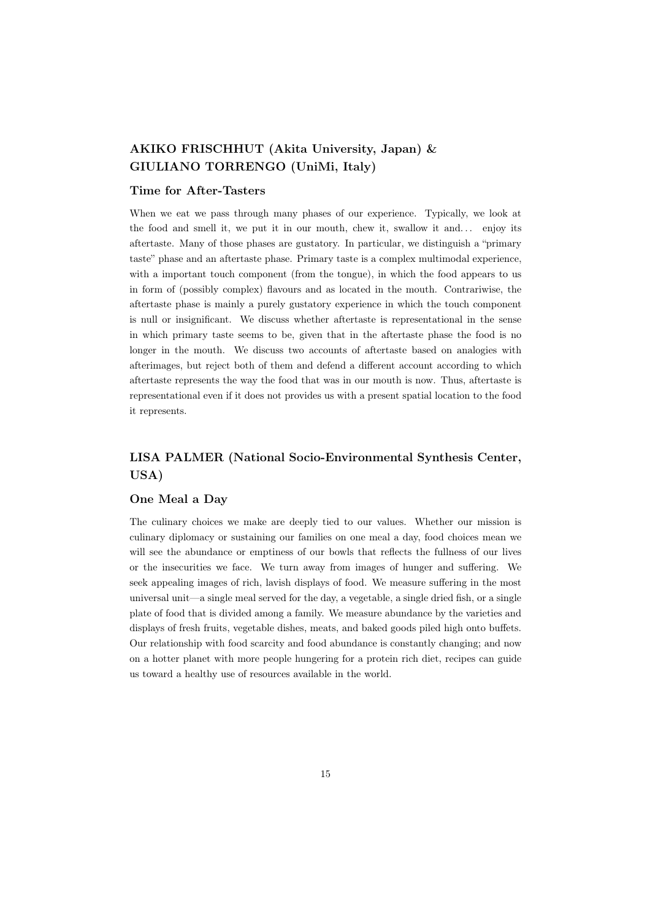## AKIKO FRISCHHUT (Akita University, Japan) & GIULIANO TORRENGO (UniMi, Italy)

### Time for After-Tasters

When we eat we pass through many phases of our experience. Typically, we look at the food and smell it, we put it in our mouth, chew it, swallow it and… enjoy its aftertaste. Many of those phases are gustatory. In particular, we distinguish a "primary taste" phase and an aftertaste phase. Primary taste is a complex multimodal experience, with a important touch component (from the tongue), in which the food appears to us in form of (possibly complex) flavours and as located in the mouth. Contrariwise, the aftertaste phase is mainly a purely gustatory experience in which the touch component is null or insignificant. We discuss whether aftertaste is representational in the sense in which primary taste seems to be, given that in the aftertaste phase the food is no longer in the mouth. We discuss two accounts of aftertaste based on analogies with afterimages, but reject both of them and defend a different account according to which aftertaste represents the way the food that was in our mouth is now. Thus, aftertaste is representational even if it does not provides us with a present spatial location to the food it represents.

## LISA PALMER (National Socio-Environmental Synthesis Center, USA)

### One Meal a Day

The culinary choices we make are deeply tied to our values. Whether our mission is culinary diplomacy or sustaining our families on one meal a day, food choices mean we will see the abundance or emptiness of our bowls that reflects the fullness of our lives or the insecurities we face. We turn away from images of hunger and suffering. We seek appealing images of rich, lavish displays of food. We measure suffering in the most universal unit—a single meal served for the day, a vegetable, a single dried fish, or a single plate of food that is divided among a family. We measure abundance by the varieties and displays of fresh fruits, vegetable dishes, meats, and baked goods piled high onto buffets. Our relationship with food scarcity and food abundance is constantly changing; and now on a hotter planet with more people hungering for a protein rich diet, recipes can guide us toward a healthy use of resources available in the world.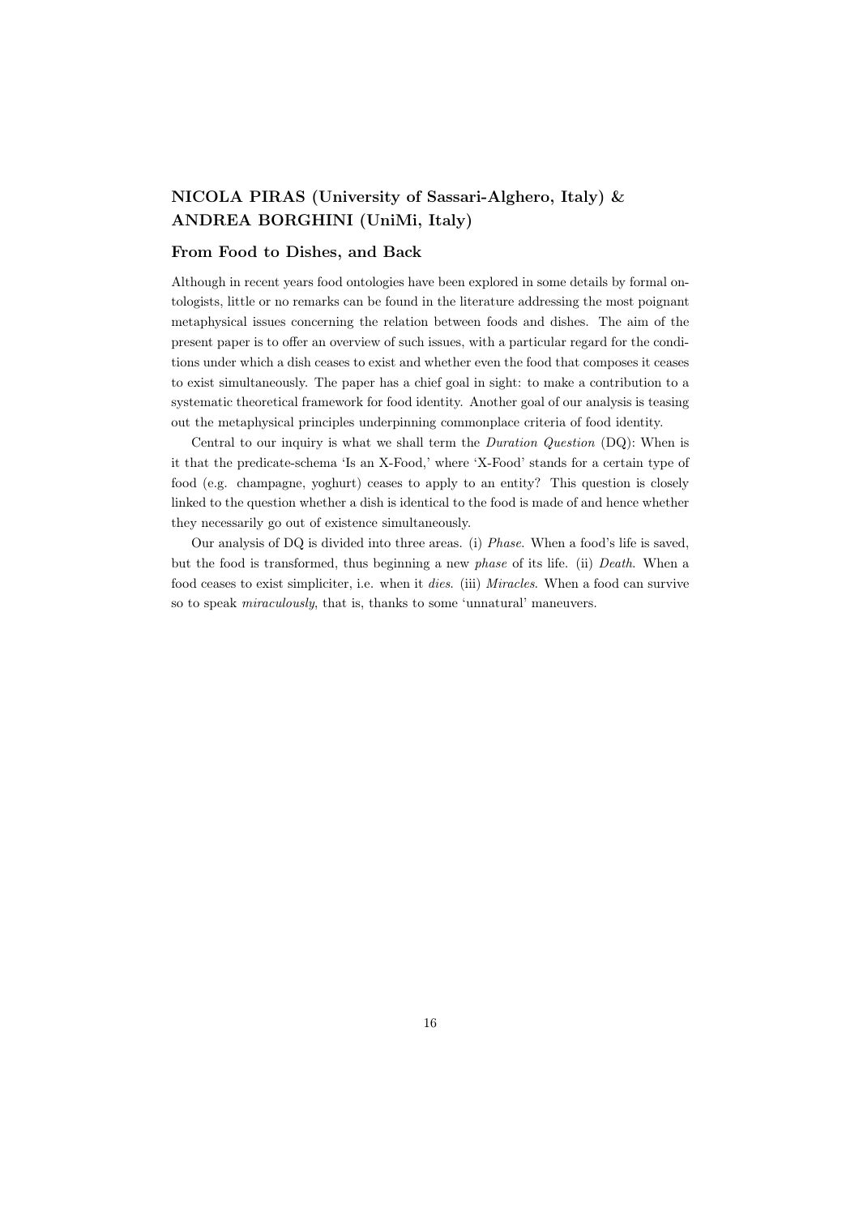## NICOLA PIRAS (University of Sassari-Alghero, Italy) & ANDREA BORGHINI (UniMi, Italy)

### From Food to Dishes, and Back

Although in recent years food ontologies have been explored in some details by formal ontologists, little or no remarks can be found in the literature addressing the most poignant metaphysical issues concerning the relation between foods and dishes. The aim of the present paper is to offer an overview of such issues, with a particular regard for the conditions under which a dish ceases to exist and whether even the food that composes it ceases to exist simultaneously. The paper has a chief goal in sight: to make a contribution to a systematic theoretical framework for food identity. Another goal of our analysis is teasing out the metaphysical principles underpinning commonplace criteria of food identity.

Central to our inquiry is what we shall term the *Duration Question* (DQ): When is it that the predicate-schema 'Is an X-Food,' where 'X-Food' stands for a certain type of food (e.g. champagne, yoghurt) ceases to apply to an entity? This question is closely linked to the question whether a dish is identical to the food is made of and hence whether they necessarily go out of existence simultaneously.

Our analysis of DQ is divided into three areas. (i) *Phase*. When a food's life is saved, but the food is transformed, thus beginning a new *phase* of its life. (ii) *Death*. When a food ceases to exist simpliciter, i.e. when it *dies*. (iii) *Miracles*. When a food can survive so to speak *miraculously*, that is, thanks to some 'unnatural' maneuvers.